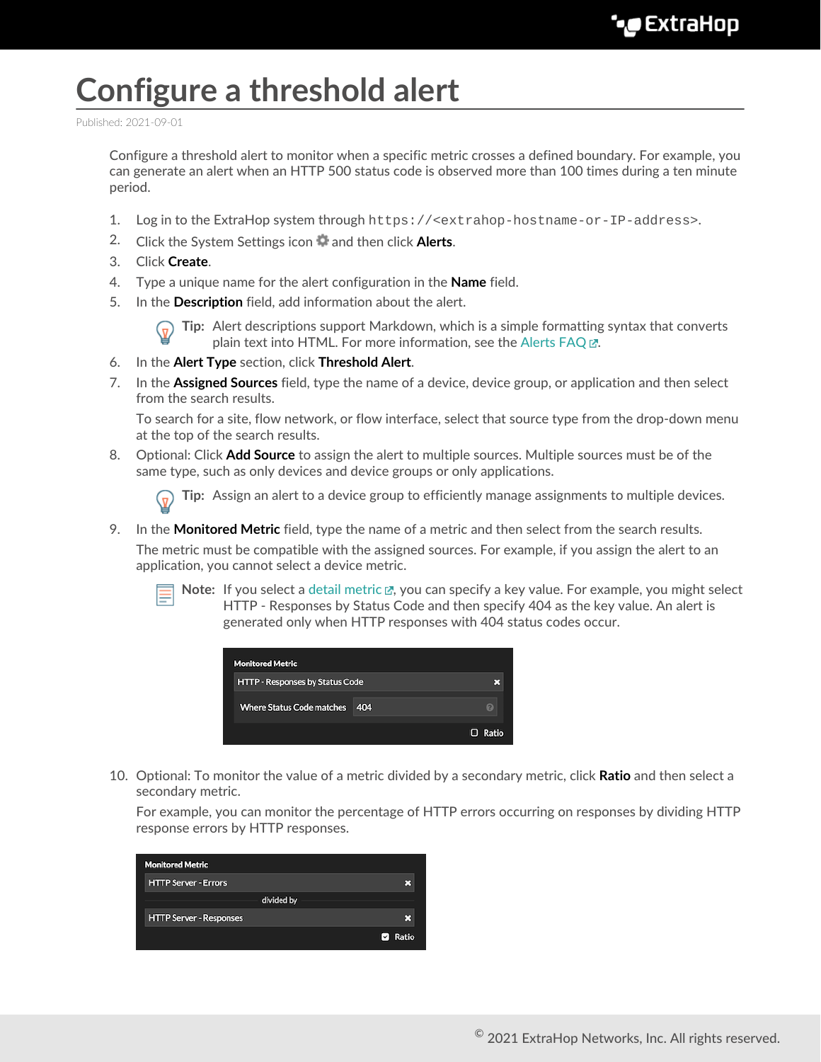# Configure a threshold alert

Published: 2021-09-01

Configure a threshold alert to monitor when a specific metric crosses a defined boundary. For example, you can generate an alert when an HTTP 500 status code is observed more than 100 times during a ten minute period.

1. Log in to the ExtraHop system through `https://<extrahop-hostname-or-IP-address>`.
2. Click the System Settings icon and then click **Alerts**.
3. Click **Create**.
4. Type a unique name for the alert configuration in the **Name** field.
5. In the **Description** field, add information about the alert.

   **Tip:** Alert descriptions support Markdown, which is a simple formatting syntax that converts plain text into HTML. For more information, see the Alerts FAQ.

6. In the **Alert Type** section, click **Threshold Alert**.
7. In the **Assigned Sources** field, type the name of a device, device group, or application and then select from the search results.

   To search for a site, flow network, or flow interface, select that source type from the drop-down menu at the top of the search results.

8. Optional: Click **Add Source** to assign the alert to multiple sources. Multiple sources must be of the same type, such as only devices and device groups or only applications.

   **Tip:** Assign an alert to a device group to efficiently manage assignments to multiple devices.

9. In the **Monitored Metric** field, type the name of a metric and then select from the search results.

   The metric must be compatible with the assigned sources. For example, if you assign the alert to an application, you cannot select a device metric.

   **Note:** If you select a detail metric, you can specify a key value. For example, you might select HTTP - Responses by Status Code and then specify 404 as the key value. An alert is generated only when HTTP responses with 404 status codes occur.

10. Optional: To monitor the value of a metric divided by a secondary metric, click **Ratio** and then select a secondary metric.

    For example, you can monitor the percentage of HTTP errors occurring on responses by dividing HTTP response errors by HTTP responses.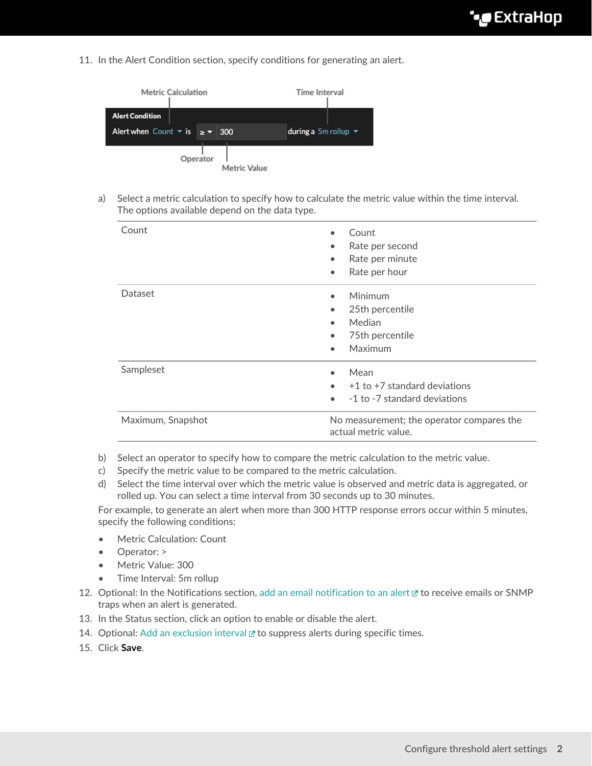11. In the Alert Condition section, specify conditions for generating an alert.

Metric Calculation

Time Interval

Alert Condition

Alert when Count is ≥ 300 during a 5m rollup

Operator

Metric Value

a) Select a metric calculation to specify how to calculate the metric value within the time interval. The options available depend on the data type.

| | |
|---|---|
| Count | • Count<br>• Rate per second<br>• Rate per minute<br>• Rate per hour |
| Dataset | • Minimum<br>• 25th percentile<br>• Median<br>• 75th percentile<br>• Maximum |
| Sampleset | • Mean<br>• +1 to +7 standard deviations<br>• -1 to -7 standard deviations |
| Maximum, Snapshot | No measurement; the operator compares the actual metric value. |

b) Select an operator to specify how to compare the metric calculation to the metric value.

c) Specify the metric value to be compared to the metric calculation.

d) Select the time interval over which the metric value is observed and metric data is aggregated, or rolled up. You can select a time interval from 30 seconds up to 30 minutes.

For example, to generate an alert when more than 300 HTTP response errors occur within 5 minutes, specify the following conditions:

- Metric Calculation: Count
- Operator: >
- Metric Value: 300
- Time Interval: 5m rollup

12. Optional: In the Notifications section, add an email notification to an alert to receive emails or SNMP traps when an alert is generated.
13. In the Status section, click an option to enable or disable the alert.
14. Optional: Add an exclusion interval to suppress alerts during specific times.
15. Click **Save**.